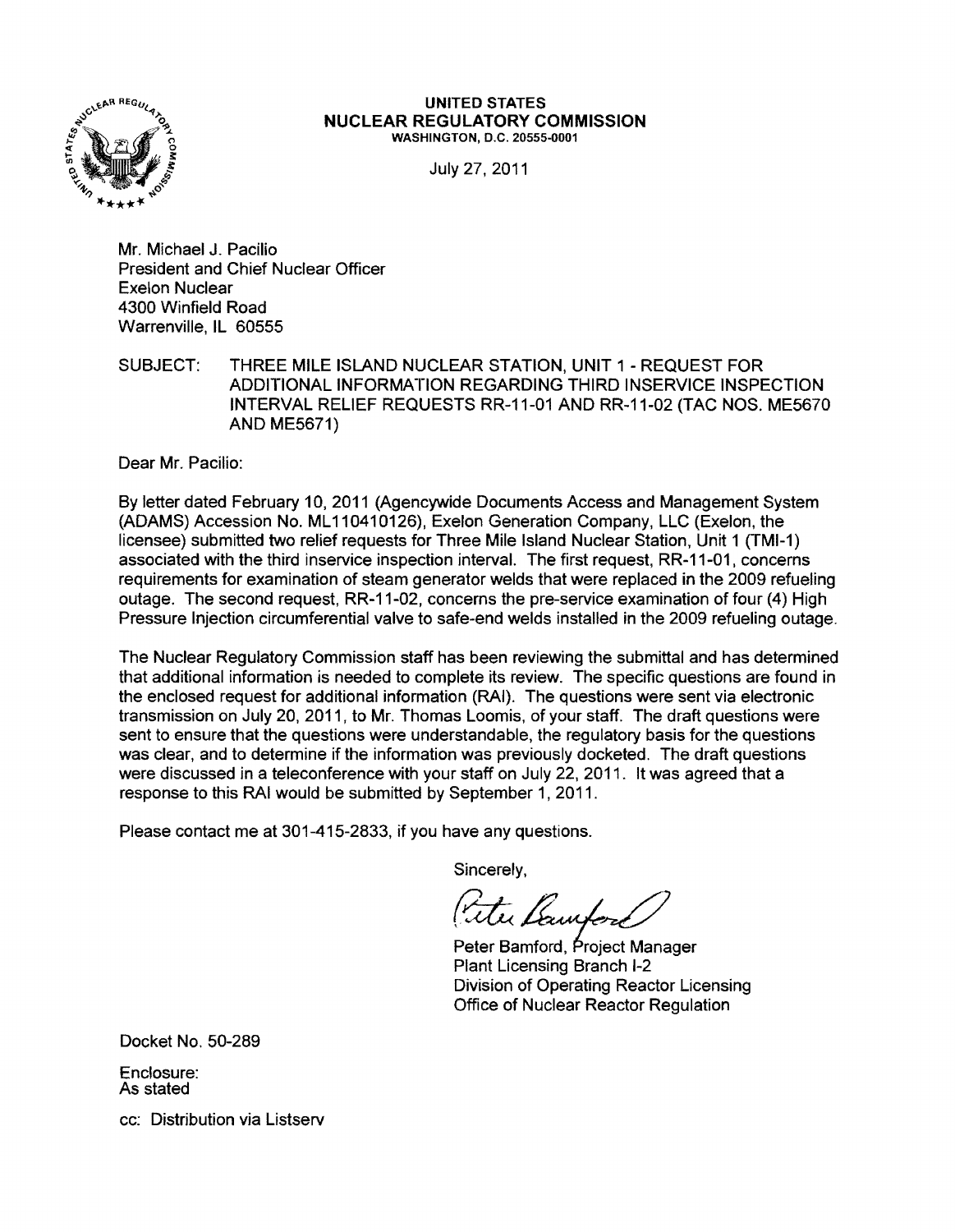**UNITED STATES**
**NUCLEAR REGULATORY COMMISSION**
WASHINGTON, D.C. 20555-0001

July 27, 2011

Mr. Michael J. Pacilio
President and Chief Nuclear Officer
Exelon Nuclear
4300 Winfield Road
Warrenville, IL 60555

SUBJECT: THREE MILE ISLAND NUCLEAR STATION, UNIT 1 - REQUEST FOR ADDITIONAL INFORMATION REGARDING THIRD INSERVICE INSPECTION INTERVAL RELIEF REQUESTS RR-11-01 AND RR-11-02 (TAC NOS. ME5670 AND ME5671)

Dear Mr. Pacilio:

By letter dated February 10, 2011 (Agencywide Documents Access and Management System (ADAMS) Accession No. ML110410126), Exelon Generation Company, LLC (Exelon, the licensee) submitted two relief requests for Three Mile Island Nuclear Station, Unit 1 (TMI-1) associated with the third inservice inspection interval. The first request, RR-11-01, concerns requirements for examination of steam generator welds that were replaced in the 2009 refueling outage. The second request, RR-11-02, concerns the pre-service examination of four (4) High Pressure Injection circumferential valve to safe-end welds installed in the 2009 refueling outage.

The Nuclear Regulatory Commission staff has been reviewing the submittal and has determined that additional information is needed to complete its review. The specific questions are found in the enclosed request for additional information (RAI). The questions were sent via electronic transmission on July 20, 2011, to Mr. Thomas Loomis, of your staff. The draft questions were sent to ensure that the questions were understandable, the regulatory basis for the questions was clear, and to determine if the information was previously docketed. The draft questions were discussed in a teleconference with your staff on July 22, 2011. It was agreed that a response to this RAI would be submitted by September 1, 2011.

Please contact me at 301-415-2833, if you have any questions.

Sincerely,

Peter Bamford, Project Manager
Plant Licensing Branch I-2
Division of Operating Reactor Licensing
Office of Nuclear Reactor Regulation

Docket No. 50-289

Enclosure:
As stated

cc: Distribution via Listserv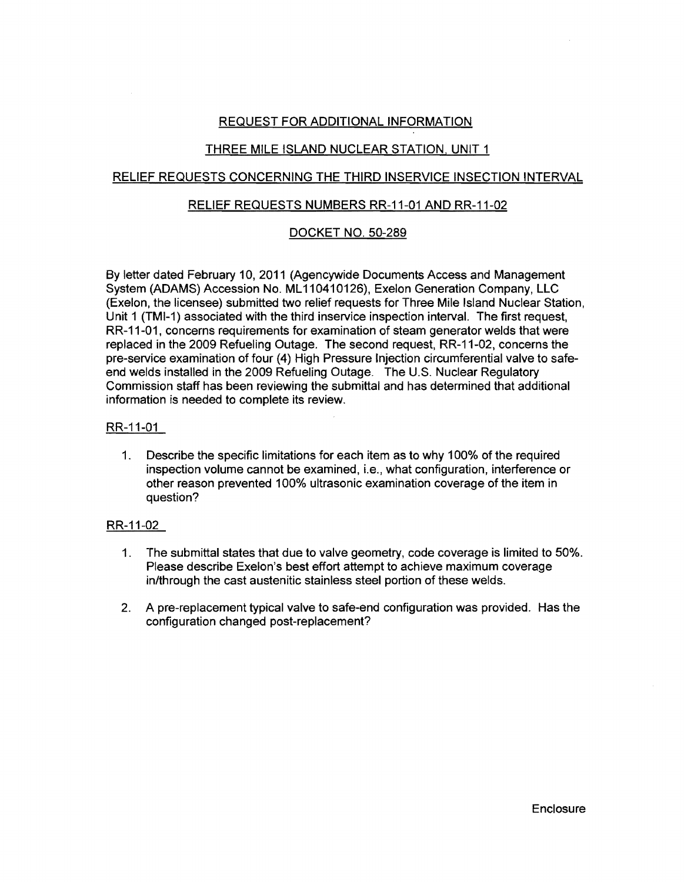# REQUEST FOR ADDITIONAL INFORMATION

## THREE MILE ISLAND NUCLEAR STATION, UNIT 1

## RELIEF REQUESTS CONCERNING THE THIRD INSERVICE INSECTION INTERVAL

## RELIEF REQUESTS NUMBERS RR-11-01 AND RR-11-02

## DOCKET NO. 50-289

By letter dated February 10, 2011 (Agencywide Documents Access and Management System (ADAMS) Accession No. ML110410126), Exelon Generation Company, LLC (Exelon, the licensee) submitted two relief requests for Three Mile Island Nuclear Station, Unit 1 (TMI-1) associated with the third inservice inspection interval. The first request, RR-11-01, concerns requirements for examination of steam generator welds that were replaced in the 2009 Refueling Outage. The second request, RR-11-02, concerns the pre-service examination of four (4) High Pressure Injection circumferential valve to safe-end welds installed in the 2009 Refueling Outage. The U.S. Nuclear Regulatory Commission staff has been reviewing the submittal and has determined that additional information is needed to complete its review.

### RR-11-01

1. Describe the specific limitations for each item as to why 100% of the required inspection volume cannot be examined, i.e., what configuration, interference or other reason prevented 100% ultrasonic examination coverage of the item in question?

### RR-11-02

1. The submittal states that due to valve geometry, code coverage is limited to 50%. Please describe Exelon's best effort attempt to achieve maximum coverage in/through the cast austenitic stainless steel portion of these welds.

2. A pre-replacement typical valve to safe-end configuration was provided. Has the configuration changed post-replacement?

Enclosure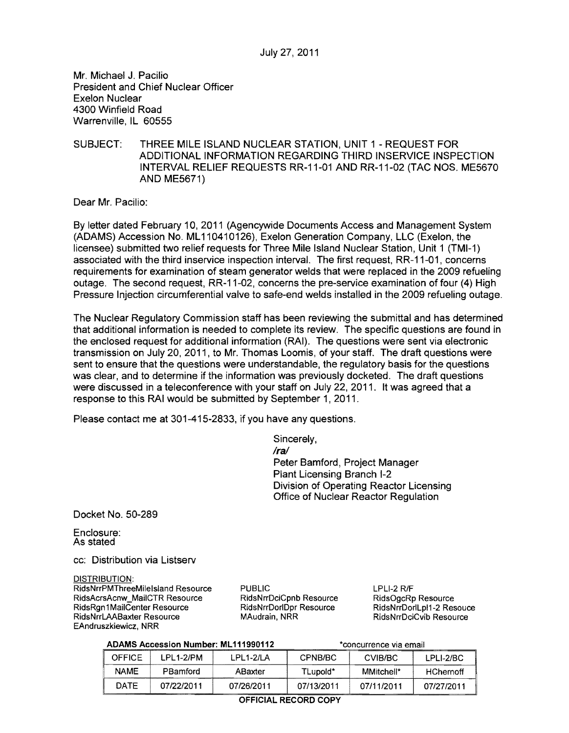July 27, 2011

Mr. Michael J. Pacilio
President and Chief Nuclear Officer
Exelon Nuclear
4300 Winfield Road
Warrenville, IL 60555

SUBJECT: THREE MILE ISLAND NUCLEAR STATION, UNIT 1 - REQUEST FOR ADDITIONAL INFORMATION REGARDING THIRD INSERVICE INSPECTION INTERVAL RELIEF REQUESTS RR-11-01 AND RR-11-02 (TAC NOS. ME5670 AND ME5671)

Dear Mr. Pacilio:

By letter dated February 10, 2011 (Agencywide Documents Access and Management System (ADAMS) Accession No. ML110410126), Exelon Generation Company, LLC (Exelon, the licensee) submitted two relief requests for Three Mile Island Nuclear Station, Unit 1 (TMI-1) associated with the third inservice inspection interval. The first request, RR-11-01, concerns requirements for examination of steam generator welds that were replaced in the 2009 refueling outage. The second request, RR-11-02, concerns the pre-service examination of four (4) High Pressure Injection circumferential valve to safe-end welds installed in the 2009 refueling outage.

The Nuclear Regulatory Commission staff has been reviewing the submittal and has determined that additional information is needed to complete its review. The specific questions are found in the enclosed request for additional information (RAI). The questions were sent via electronic transmission on July 20, 2011, to Mr. Thomas Loomis, of your staff. The draft questions were sent to ensure that the questions were understandable, the regulatory basis for the questions was clear, and to determine if the information was previously docketed. The draft questions were discussed in a teleconference with your staff on July 22, 2011. It was agreed that a response to this RAI would be submitted by September 1, 2011.

Please contact me at 301-415-2833, if you have any questions.

Sincerely,
*/ra/*
Peter Bamford, Project Manager
Plant Licensing Branch I-2
Division of Operating Reactor Licensing
Office of Nuclear Reactor Regulation

Docket No. 50-289

Enclosure:
As stated

cc: Distribution via Listserv

DISTRIBUTION:
PUBLIC
LPLI-2 R/F
RidsNrrPMThreeMileIsland Resource
RidsNrrDciCpnb Resource
RidsOgcRp Resource
RidsAcrsAcnw_MailCTR Resource
RidsNrrDorlDpr Resource
RidsNrrDorlLpl1-2 Resouce
RidsRgn1MailCenter Resource
MAudrain, NRR
RidsNrrDciCvib Resource
RidsNrrLAABaxter Resource
EAndruszkiewicz, NRR

**ADAMS Accession Number: ML111990112** *concurrence via email

| OFFICE | LPL1-2/PM | LPL1-2/LA | CPNB/BC | CVIB/BC | LPLI-2/BC |
|---|---|---|---|---|---|
| NAME | PBamford | ABaxter | TLupold* | MMitchell* | HChernoff |
| DATE | 07/22/2011 | 07/26/2011 | 07/13/2011 | 07/11/2011 | 07/27/2011 |

**OFFICIAL RECORD COPY**